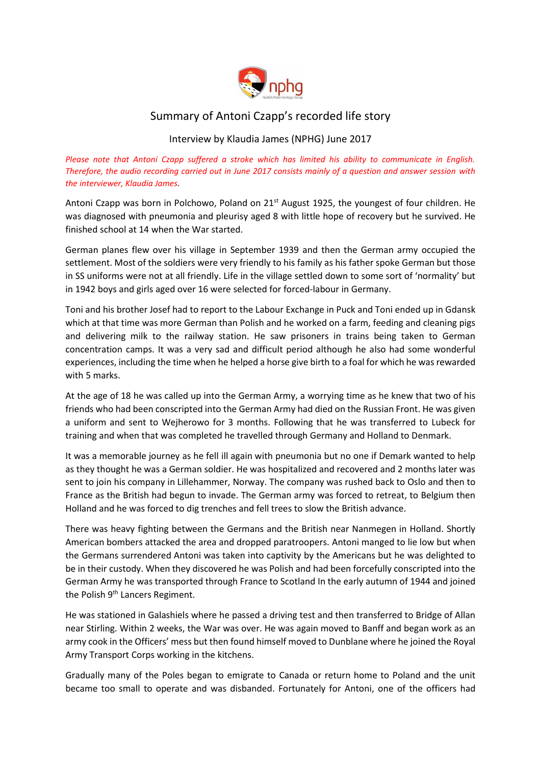# Summary of Antoni Czapp's recorded life story

Interview by Klaudia James (NPHG) June 2017

*Please note that Antoni Czapp suffered a stroke which has limited his ability to communicate in English. Therefore, the audio recording carried out in June 2017 consists mainly of a question and answer session with the interviewer, Klaudia James.*

Antoni Czapp was born in Polchowo, Poland on 21st August 1925, the youngest of four children. He was diagnosed with pneumonia and pleurisy aged 8 with little hope of recovery but he survived. He finished school at 14 when the War started.

German planes flew over his village in September 1939 and then the German army occupied the settlement. Most of the soldiers were very friendly to his family as his father spoke German but those in SS uniforms were not at all friendly. Life in the village settled down to some sort of 'normality' but in 1942 boys and girls aged over 16 were selected for forced-labour in Germany.

Toni and his brother Josef had to report to the Labour Exchange in Puck and Toni ended up in Gdansk which at that time was more German than Polish and he worked on a farm, feeding and cleaning pigs and delivering milk to the railway station. He saw prisoners in trains being taken to German concentration camps. It was a very sad and difficult period although he also had some wonderful experiences, including the time when he helped a horse give birth to a foal for which he was rewarded with 5 marks.

At the age of 18 he was called up into the German Army, a worrying time as he knew that two of his friends who had been conscripted into the German Army had died on the Russian Front. He was given a uniform and sent to Wejherowo for 3 months. Following that he was transferred to Lubeck for training and when that was completed he travelled through Germany and Holland to Denmark.

It was a memorable journey as he fell ill again with pneumonia but no one if Demark wanted to help as they thought he was a German soldier. He was hospitalized and recovered and 2 months later was sent to join his company in Lillehammer, Norway. The company was rushed back to Oslo and then to France as the British had begun to invade. The German army was forced to retreat, to Belgium then Holland and he was forced to dig trenches and fell trees to slow the British advance.

There was heavy fighting between the Germans and the British near Nanmegen in Holland. Shortly American bombers attacked the area and dropped paratroopers. Antoni manged to lie low but when the Germans surrendered Antoni was taken into captivity by the Americans but he was delighted to be in their custody. When they discovered he was Polish and had been forcefully conscripted into the German Army he was transported through France to Scotland In the early autumn of 1944 and joined the Polish 9th Lancers Regiment.

He was stationed in Galashiels where he passed a driving test and then transferred to Bridge of Allan near Stirling. Within 2 weeks, the War was over. He was again moved to Banff and began work as an army cook in the Officers' mess but then found himself moved to Dunblane where he joined the Royal Army Transport Corps working in the kitchens.

Gradually many of the Poles began to emigrate to Canada or return home to Poland and the unit became too small to operate and was disbanded. Fortunately for Antoni, one of the officers had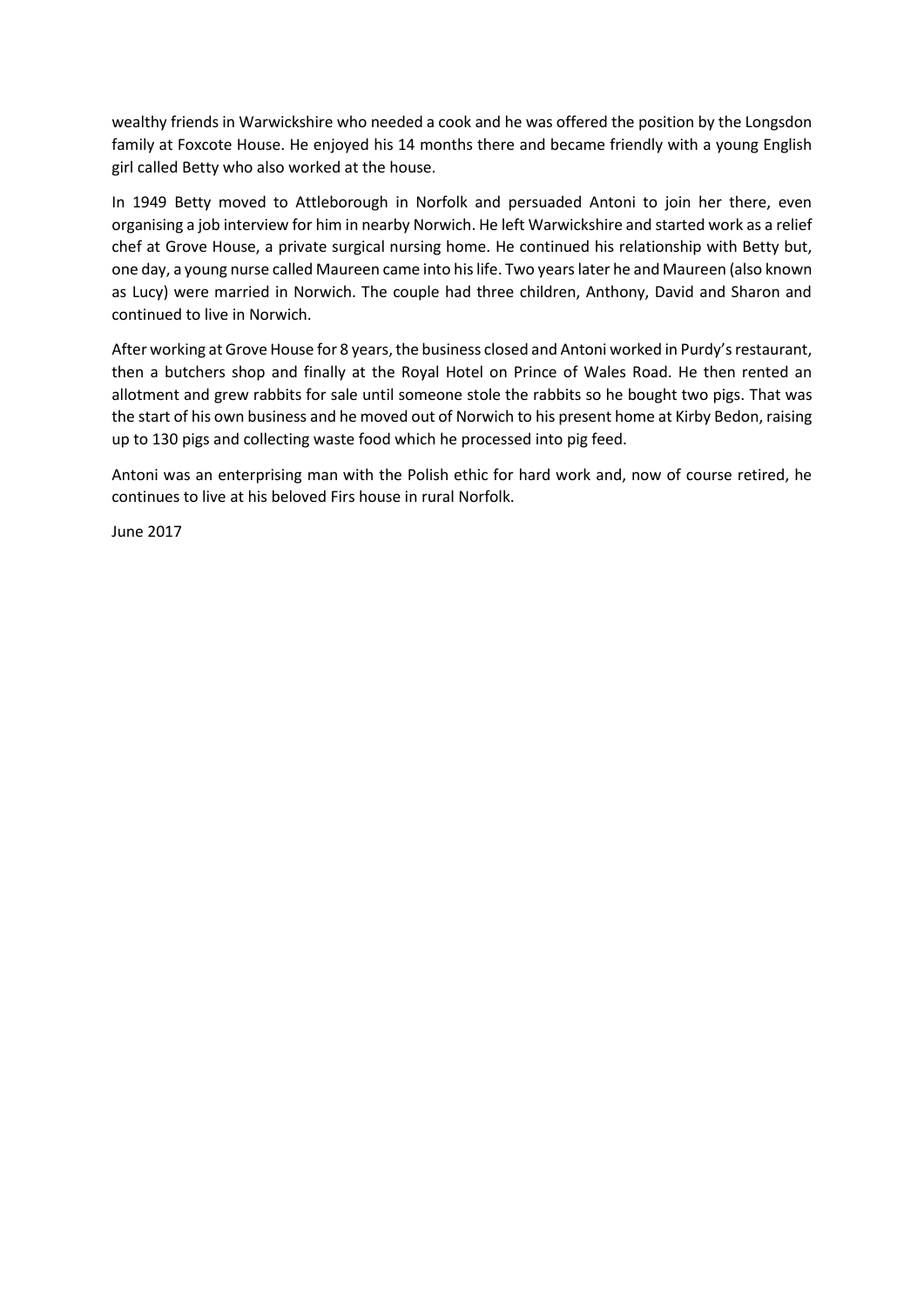wealthy friends in Warwickshire who needed a cook and he was offered the position by the Longsdon family at Foxcote House. He enjoyed his 14 months there and became friendly with a young English girl called Betty who also worked at the house.

In 1949 Betty moved to Attleborough in Norfolk and persuaded Antoni to join her there, even organising a job interview for him in nearby Norwich. He left Warwickshire and started work as a relief chef at Grove House, a private surgical nursing home. He continued his relationship with Betty but, one day, a young nurse called Maureen came into his life. Two years later he and Maureen (also known as Lucy) were married in Norwich. The couple had three children, Anthony, David and Sharon and continued to live in Norwich.

After working at Grove House for 8 years, the business closed and Antoni worked in Purdy's restaurant, then a butchers shop and finally at the Royal Hotel on Prince of Wales Road. He then rented an allotment and grew rabbits for sale until someone stole the rabbits so he bought two pigs. That was the start of his own business and he moved out of Norwich to his present home at Kirby Bedon, raising up to 130 pigs and collecting waste food which he processed into pig feed.

Antoni was an enterprising man with the Polish ethic for hard work and, now of course retired, he continues to live at his beloved Firs house in rural Norfolk.

June 2017